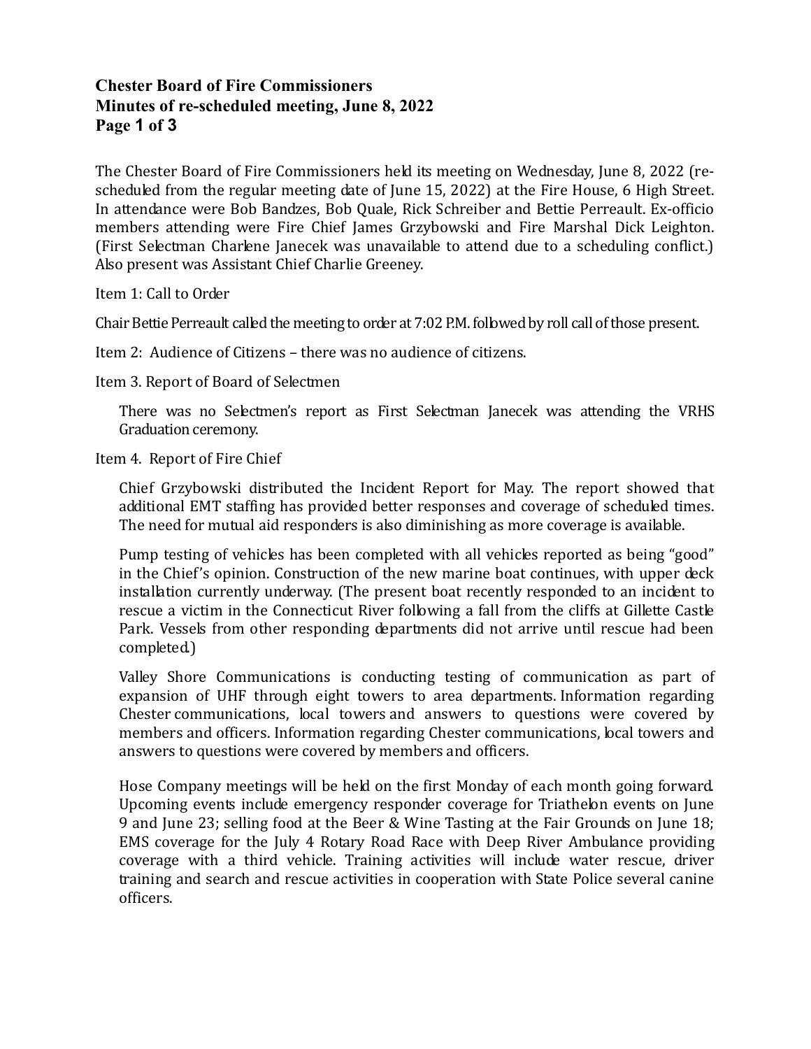**Chester Board of Fire Commissioners**
**Minutes of re-scheduled meeting, June 8, 2022**

The Chester Board of Fire Commissioners held its meeting on Wednesday, June 8, 2022 (re-scheduled from the regular meeting date of June 15, 2022) at the Fire House, 6 High Street. In attendance were Bob Bandzes, Bob Quale, Rick Schreiber and Bettie Perreault. Ex-officio members attending were Fire Chief James Grzybowski and Fire Marshal Dick Leighton. (First Selectman Charlene Janecek was unavailable to attend due to a scheduling conflict.) Also present was Assistant Chief Charlie Greeney.

Item 1: Call to Order

Chair Bettie Perreault called the meeting to order at 7:02 P.M. followed by roll call of those present.

Item 2: Audience of Citizens – there was no audience of citizens.

Item 3. Report of Board of Selectmen

There was no Selectmen's report as First Selectman Janecek was attending the VRHS Graduation ceremony.

Item 4. Report of Fire Chief

Chief Grzybowski distributed the Incident Report for May. The report showed that additional EMT staffing has provided better responses and coverage of scheduled times. The need for mutual aid responders is also diminishing as more coverage is available.

Pump testing of vehicles has been completed with all vehicles reported as being "good" in the Chief's opinion. Construction of the new marine boat continues, with upper deck installation currently underway. (The present boat recently responded to an incident to rescue a victim in the Connecticut River following a fall from the cliffs at Gillette Castle Park. Vessels from other responding departments did not arrive until rescue had been completed.)

Valley Shore Communications is conducting testing of communication as part of expansion of UHF through eight towers to area departments. Information regarding Chester communications, local towers and answers to questions were covered by members and officers. Information regarding Chester communications, local towers and answers to questions were covered by members and officers.

Hose Company meetings will be held on the first Monday of each month going forward. Upcoming events include emergency responder coverage for Triathelon events on June 9 and June 23; selling food at the Beer & Wine Tasting at the Fair Grounds on June 18; EMS coverage for the July 4 Rotary Road Race with Deep River Ambulance providing coverage with a third vehicle. Training activities will include water rescue, driver training and search and rescue activities in cooperation with State Police several canine officers.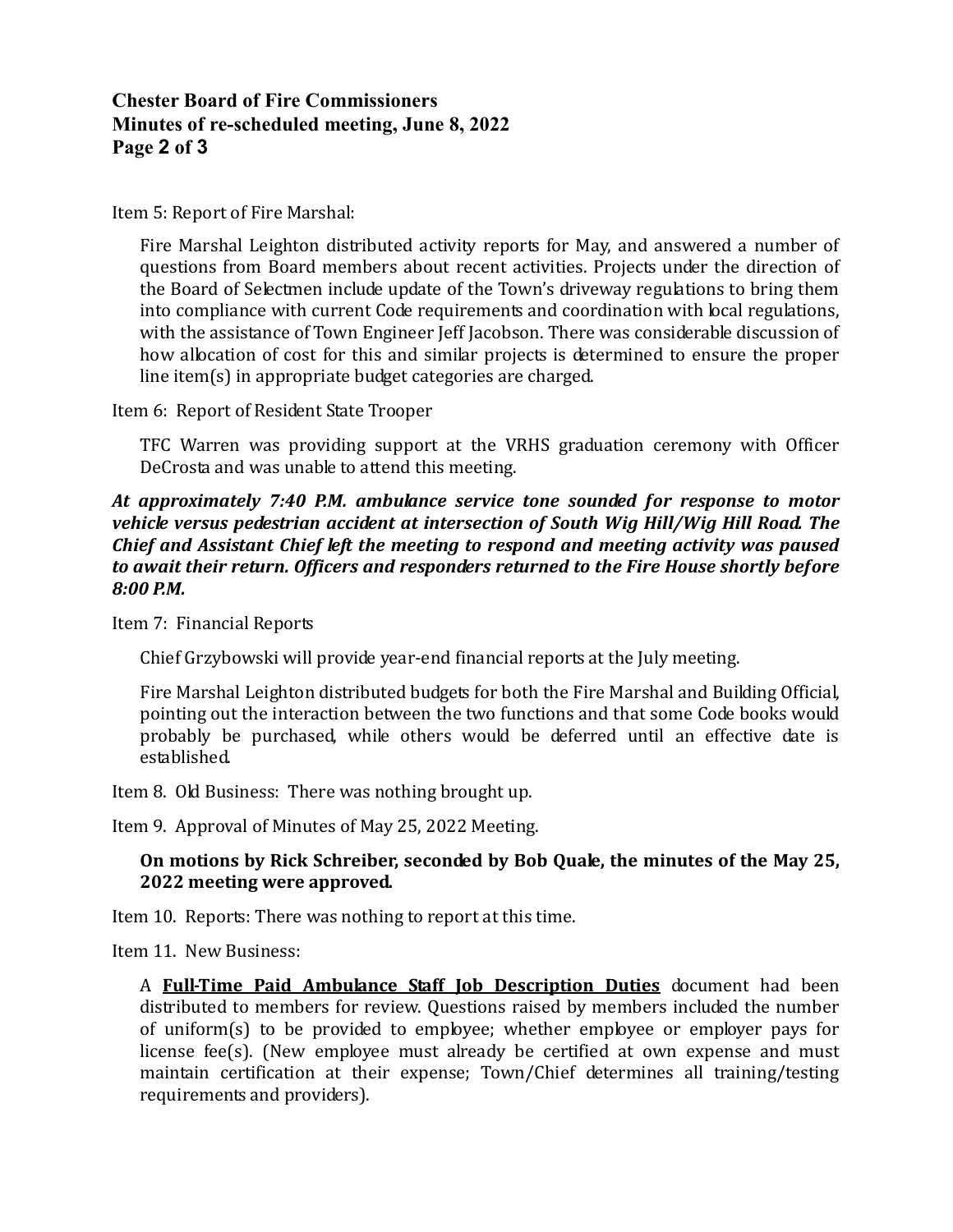Item 5: Report of Fire Marshal:

Fire Marshal Leighton distributed activity reports for May, and answered a number of questions from Board members about recent activities. Projects under the direction of the Board of Selectmen include update of the Town's driveway regulations to bring them into compliance with current Code requirements and coordination with local regulations, with the assistance of Town Engineer Jeff Jacobson. There was considerable discussion of how allocation of cost for this and similar projects is determined to ensure the proper line item(s) in appropriate budget categories are charged.

Item 6: Report of Resident State Trooper

TFC Warren was providing support at the VRHS graduation ceremony with Officer DeCrosta and was unable to attend this meeting.

***At approximately 7:40 P.M. ambulance service tone sounded for response to motor vehicle versus pedestrian accident at intersection of South Wig Hill/Wig Hill Road. The Chief and Assistant Chief left the meeting to respond and meeting activity was paused to await their return. Officers and responders returned to the Fire House shortly before 8:00 P.M.***

Item 7: Financial Reports

Chief Grzybowski will provide year-end financial reports at the July meeting.

Fire Marshal Leighton distributed budgets for both the Fire Marshal and Building Official, pointing out the interaction between the two functions and that some Code books would probably be purchased, while others would be deferred until an effective date is established.

Item 8. Old Business: There was nothing brought up.

Item 9. Approval of Minutes of May 25, 2022 Meeting.

**On motions by Rick Schreiber, seconded by Bob Quale, the minutes of the May 25, 2022 meeting were approved.**

Item 10. Reports: There was nothing to report at this time.

Item 11. New Business:

A **Full-Time Paid Ambulance Staff Job Description Duties** document had been distributed to members for review. Questions raised by members included the number of uniform(s) to be provided to employee; whether employee or employer pays for license fee(s). (New employee must already be certified at own expense and must maintain certification at their expense; Town/Chief determines all training/testing requirements and providers).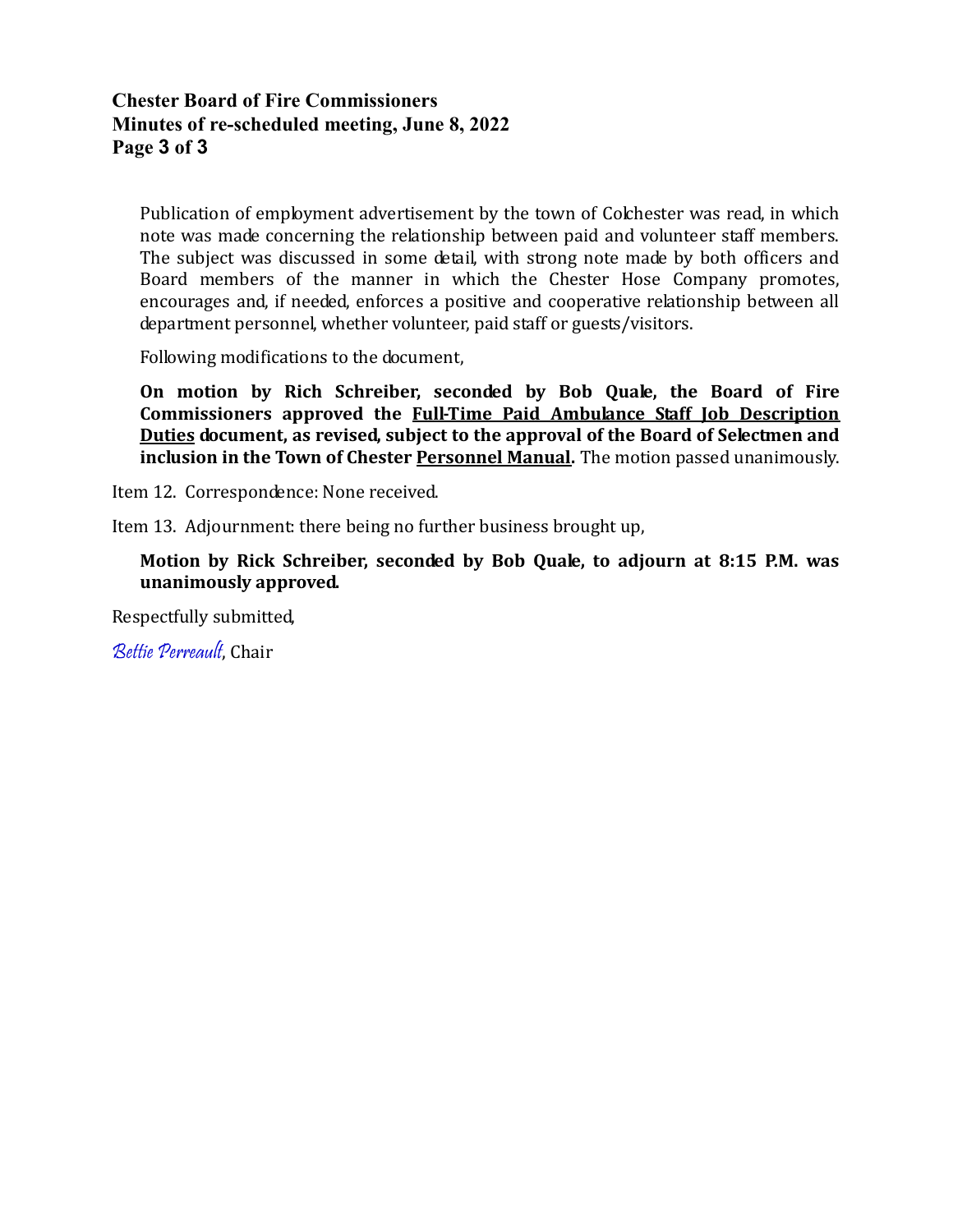Publication of employment advertisement by the town of Colchester was read, in which note was made concerning the relationship between paid and volunteer staff members. The subject was discussed in some detail, with strong note made by both officers and Board members of the manner in which the Chester Hose Company promotes, encourages and, if needed, enforces a positive and cooperative relationship between all department personnel, whether volunteer, paid staff or guests/visitors.

Following modifications to the document,

**On motion by Rich Schreiber, seconded by Bob Quale, the Board of Fire Commissioners approved the <u>Full-Time Paid Ambulance Staff Job Description Duties</u> document, as revised, subject to the approval of the Board of Selectmen and inclusion in the Town of Chester <u>Personnel Manual</u>.** The motion passed unanimously.

Item 12. Correspondence: None received.

Item 13. Adjournment: there being no further business brought up,

**Motion by Rick Schreiber, seconded by Bob Quale, to adjourn at 8:15 P.M. was unanimously approved.**

Respectfully submitted,

*Bettie Perreault*, Chair